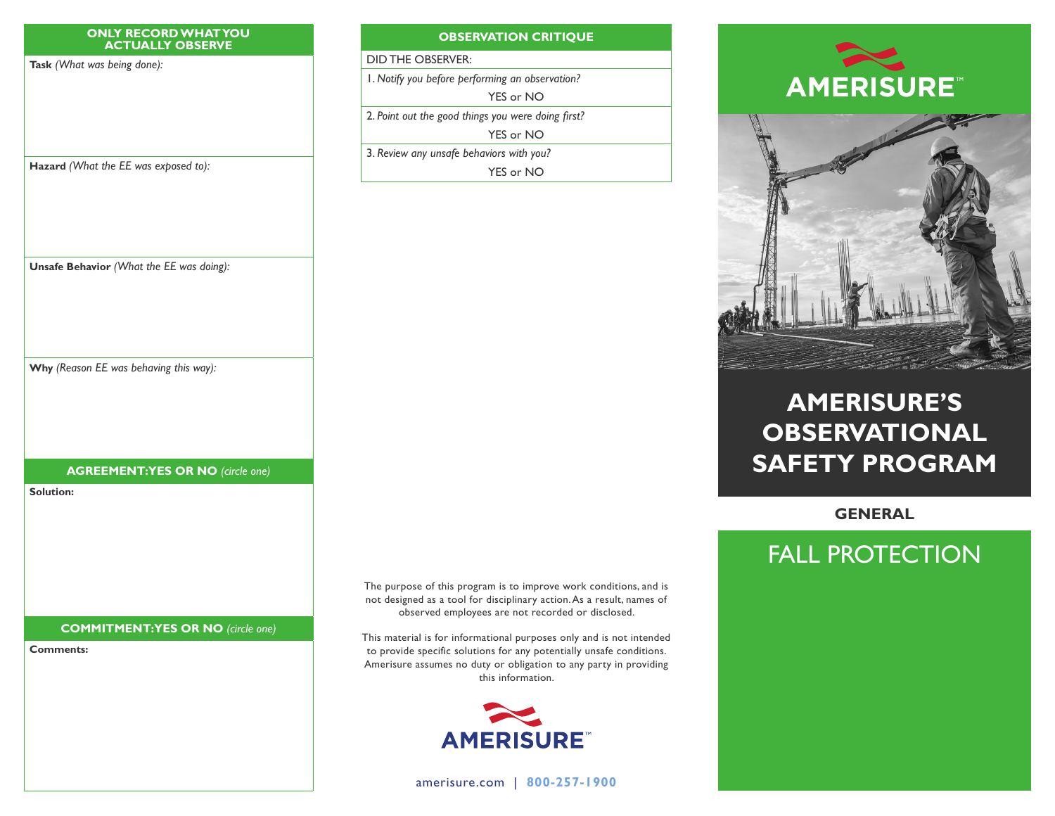## ONLY RECORD WHAT YOU ACTUALLY OBSERVE

**Task** *(What was being done):*

**Hazard** *(What the EE was exposed to):*

**Unsafe Behavior** *(What the EE was doing):*

**Why** *(Reason EE was behaving this way):*

## AGREEMENT: YES OR NO *(circle one)*

**Solution:**

## COMMITMENT: YES OR NO *(circle one)*

**Comments:**

## OBSERVATION CRITIQUE

DID THE OBSERVER:

1. *Notify you before performing an observation?*
   YES or NO
2. *Point out the good things you were doing first?*
   YES or NO
3. *Review any unsafe behaviors with you?*
   YES or NO

The purpose of this program is to improve work conditions, and is not designed as a tool for disciplinary action. As a result, names of observed employees are not recorded or disclosed.

This material is for informational purposes only and is not intended to provide specific solutions for any potentially unsafe conditions. Amerisure assumes no duty or obligation to any party in providing this information.

AMERISURE™

amerisure.com | **800-257-1900**

AMERISURE™

# AMERISURE'S OBSERVATIONAL SAFETY PROGRAM

**GENERAL**

## FALL PROTECTION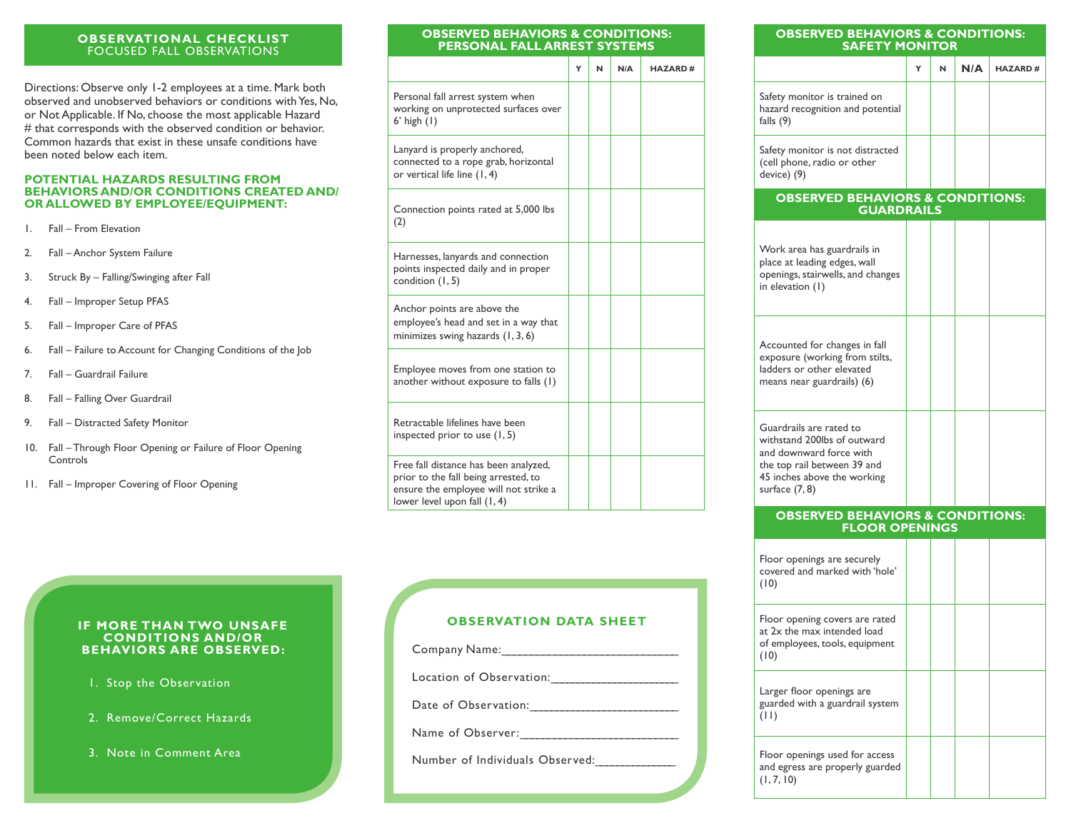## OBSERVATIONAL CHECKLIST
FOCUSED FALL OBSERVATIONS

Directions: Observe only 1-2 employees at a time. Mark both observed and unobserved behaviors or conditions with Yes, No, or Not Applicable. If No, choose the most applicable Hazard # that corresponds with the observed condition or behavior. Common hazards that exist in these unsafe conditions have been noted below each item.

### POTENTIAL HAZARDS RESULTING FROM BEHAVIORS AND/OR CONDITIONS CREATED AND/OR ALLOWED BY EMPLOYEE/EQUIPMENT:

1. Fall – From Elevation
2. Fall – Anchor System Failure
3. Struck By – Falling/Swinging after Fall
4. Fall – Improper Setup PFAS
5. Fall – Improper Care of PFAS
6. Fall – Failure to Account for Changing Conditions of the Job
7. Fall – Guardrail Failure
8. Fall – Falling Over Guardrail
9. Fall – Distracted Safety Monitor
10. Fall – Through Floor Opening or Failure of Floor Opening Controls
11. Fall – Improper Covering of Floor Opening

### IF MORE THAN TWO UNSAFE CONDITIONS AND/OR BEHAVIORS ARE OBSERVED:

1. Stop the Observation
2. Remove/Correct Hazards
3. Note in Comment Area

## OBSERVED BEHAVIORS & CONDITIONS: PERSONAL FALL ARREST SYSTEMS

| | Y | N | N/A | HAZARD # |
|---|---|---|---|---|
| Personal fall arrest system when working on unprotected surfaces over 6' high (1) | | | | |
| Lanyard is properly anchored, connected to a rope grab, horizontal or vertical life line (1, 4) | | | | |
| Connection points rated at 5,000 lbs (2) | | | | |
| Harnesses, lanyards and connection points inspected daily and in proper condition (1, 5) | | | | |
| Anchor points are above the employee's head and set in a way that minimizes swing hazards (1, 3, 6) | | | | |
| Employee moves from one station to another without exposure to falls (1) | | | | |
| Retractable lifelines have been inspected prior to use (1, 5) | | | | |
| Free fall distance has been analyzed, prior to the fall being arrested, to ensure the employee will not strike a lower level upon fall (1, 4) | | | | |

### OBSERVATION DATA SHEET

Company Name:___________________________

Location of Observation:____________________

Date of Observation:_______________________

Name of Observer:_________________________

Number of Individuals Observed:_____________

## OBSERVED BEHAVIORS & CONDITIONS: SAFETY MONITOR

| | Y | N | N/A | HAZARD # |
|---|---|---|---|---|
| Safety monitor is trained on hazard recognition and potential falls (9) | | | | |
| Safety monitor is not distracted (cell phone, radio or other device) (9) | | | | |

## OBSERVED BEHAVIORS & CONDITIONS: GUARDRAILS

| | Y | N | N/A | HAZARD # |
|---|---|---|---|---|
| Work area has guardrails in place at leading edges, wall openings, stairwells, and changes in elevation (1) | | | | |
| Accounted for changes in fall exposure (working from stilts, ladders or other elevated means near guardrails) (6) | | | | |
| Guardrails are rated to withstand 200lbs of outward and downward force with the top rail between 39 and 45 inches above the working surface (7, 8) | | | | |

## OBSERVED BEHAVIORS & CONDITIONS: FLOOR OPENINGS

| | Y | N | N/A | HAZARD # |
|---|---|---|---|---|
| Floor openings are securely covered and marked with 'hole' (10) | | | | |
| Floor opening covers are rated at 2x the max intended load of employees, tools, equipment (10) | | | | |
| Larger floor openings are guarded with a guardrail system (11) | | | | |
| Floor openings used for access and egress are properly guarded (1, 7, 10) | | | | |